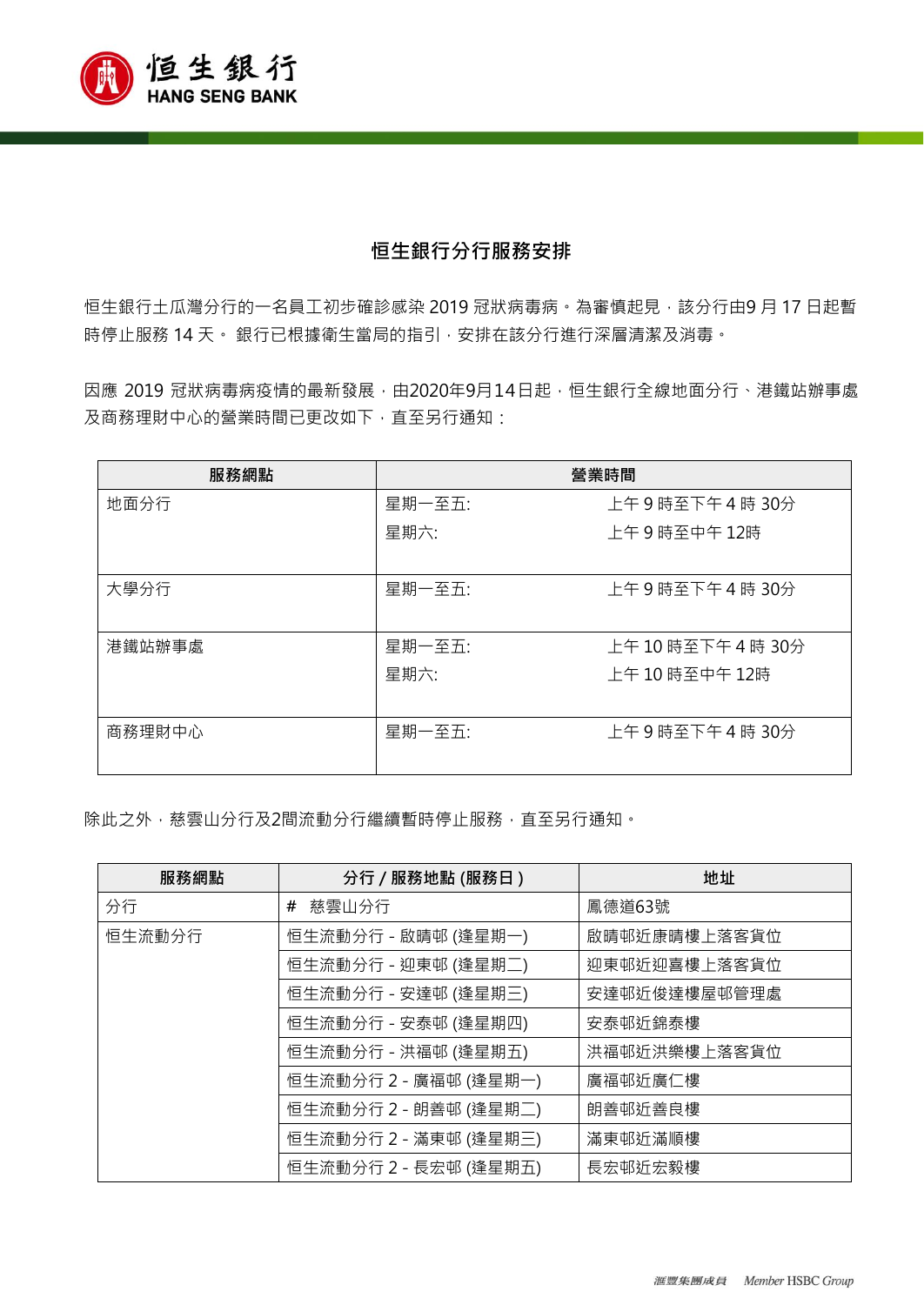## 恒生銀行分行服務安排

恒生銀行土瓜灣分行的一名員工初步確診感染 2019 冠狀病毒病。為審慎起見，該分行由9 月 17 日起暫時停止服務 14 天。 銀行已根據衞生當局的指引，安排在該分行進行深層清潔及消毒。

因應 2019 冠狀病毒病疫情的最新發展，由2020年9月14日起，恒生銀行全線地面分行、港鐵站辦事處及商務理財中心的營業時間已更改如下，直至另行通知：

| 服務網點 | 營業時間 | |
|---|---|---|
| 地面分行 | 星期一至五:<br>星期六: | 上午 9 時至下午 4 時 30分<br>上午 9 時至中午 12時 |
| 大學分行 | 星期一至五: | 上午 9 時至下午 4 時 30分 |
| 港鐵站辦事處 | 星期一至五:<br>星期六: | 上午 10 時至下午 4 時 30分<br>上午 10 時至中午 12時 |
| 商務理財中心 | 星期一至五: | 上午 9 時至下午 4 時 30分 |

除此之外，慈雲山分行及2間流動分行繼續暫時停止服務，直至另行通知。

| 服務網點 | 分行 / 服務地點 (服務日) | 地址 |
|---|---|---|
| 分行 | # 慈雲山分行 | 鳳德道63號 |
| 恒生流動分行 | 恒生流動分行 - 啟晴邨 (逢星期一) | 啟晴邨近康晴樓上落客貨位 |
| | 恒生流動分行 - 迎東邨 (逢星期二) | 迎東邨近迎喜樓上落客貨位 |
| | 恒生流動分行 - 安達邨 (逢星期三) | 安達邨近俊達樓屋邨管理處 |
| | 恒生流動分行 - 安泰邨 (逢星期四) | 安泰邨近錦泰樓 |
| | 恒生流動分行 - 洪福邨 (逢星期五) | 洪福邨近洪樂樓上落客貨位 |
| | 恒生流動分行 2 - 廣福邨 (逢星期一) | 廣福邨近廣仁樓 |
| | 恒生流動分行 2 - 朗善邨 (逢星期二) | 朗善邨近善良樓 |
| | 恒生流動分行 2 - 滿東邨 (逢星期三) | 滿東邨近滿順樓 |
| | 恒生流動分行 2 - 長宏邨 (逢星期五) | 長宏邨近宏毅樓 |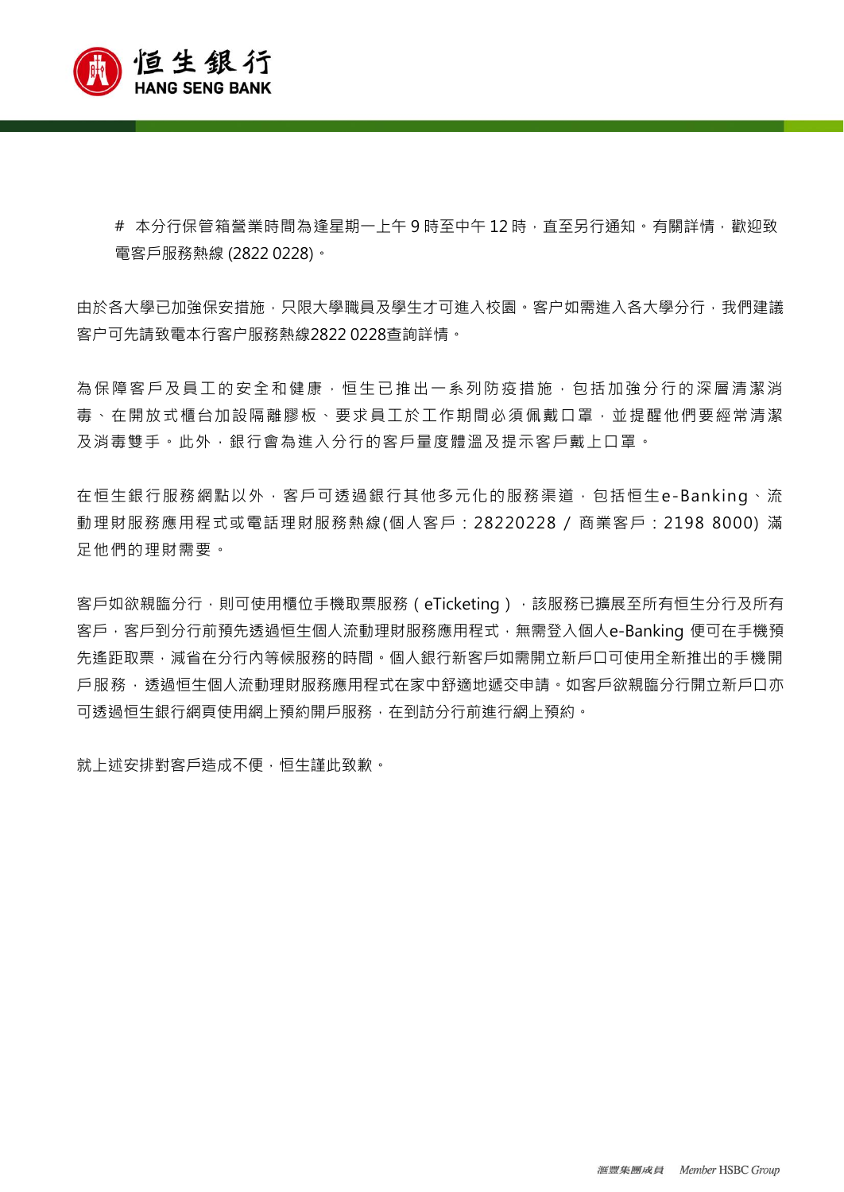# 本分行保管箱營業時間為逢星期一上午 9 時至中午 12 時，直至另行通知。有關詳情，歡迎致電客戶服務熱線 (2822 0228)。

由於各大學已加強保安措施，只限大學職員及學生才可進入校園。客户如需進入各大學分行，我們建議客户可先請致電本行客户服務熱線2822 0228查詢詳情。

為保障客戶及員工的安全和健康，恒生已推出一系列防疫措施，包括加強分行的深層清潔消毒、在開放式櫃台加設隔離膠板、要求員工於工作期間必須佩戴口罩，並提醒他們要經常清潔及消毒雙手。此外，銀行會為進入分行的客戶量度體溫及提示客戶戴上口罩。

在恒生銀行服務網點以外，客戶可透過銀行其他多元化的服務渠道，包括恒生e-Banking、流動理財服務應用程式或電話理財服務熱線(個人客戶：28220228 / 商業客戶：2198 8000) 滿足他們的理財需要。

客戶如欲親臨分行，則可使用櫃位手機取票服務（eTicketing），該服務已擴展至所有恒生分行及所有客戶，客戶到分行前預先透過恒生個人流動理財服務應用程式，無需登入個人e-Banking 便可在手機預先遙距取票，減省在分行內等候服務的時間。個人銀行新客戶如需開立新戶口可使用全新推出的手機開戶服務，透過恒生個人流動理財服務應用程式在家中舒適地遞交申請。如客戶欲親臨分行開立新戶口亦可透過恒生銀行網頁使用網上預約開戶服務，在到訪分行前進行網上預約。

就上述安排對客戶造成不便，恒生謹此致歉。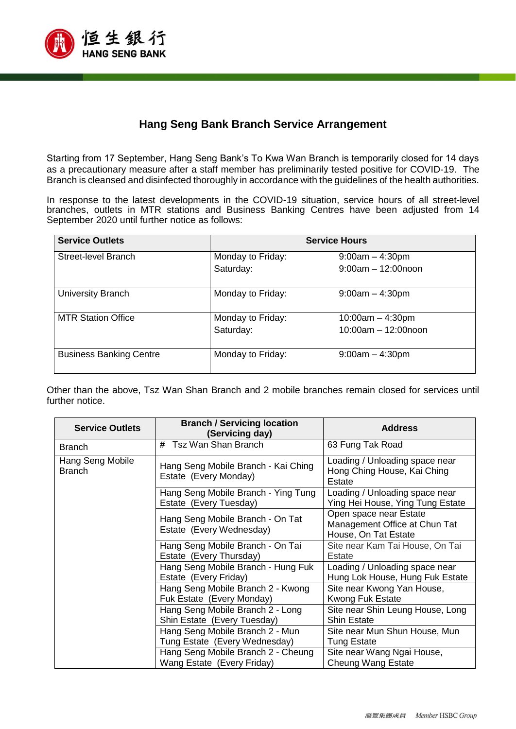## Hang Seng Bank Branch Service Arrangement

Starting from 17 September, Hang Seng Bank's To Kwa Wan Branch is temporarily closed for 14 days as a precautionary measure after a staff member has preliminarily tested positive for COVID-19. The Branch is cleansed and disinfected thoroughly in accordance with the guidelines of the health authorities.

In response to the latest developments in the COVID-19 situation, service hours of all street-level branches, outlets in MTR stations and Business Banking Centres have been adjusted from 14 September 2020 until further notice as follows:

| Service Outlets | Service Hours | |
|---|---|---|
| Street-level Branch | Monday to Friday:<br>Saturday: | 9:00am – 4:30pm<br>9:00am – 12:00noon |
| University Branch | Monday to Friday: | 9:00am – 4:30pm |
| MTR Station Office | Monday to Friday:<br>Saturday: | 10:00am – 4:30pm<br>10:00am – 12:00noon |
| Business Banking Centre | Monday to Friday: | 9:00am – 4:30pm |

Other than the above, Tsz Wan Shan Branch and 2 mobile branches remain closed for services until further notice.

| Service Outlets | Branch / Servicing location (Servicing day) | Address |
|---|---|---|
| Branch | # Tsz Wan Shan Branch | 63 Fung Tak Road |
| Hang Seng Mobile Branch | Hang Seng Mobile Branch - Kai Ching Estate (Every Monday) | Loading / Unloading space near Hong Ching House, Kai Ching Estate |
| | Hang Seng Mobile Branch - Ying Tung Estate (Every Tuesday) | Loading / Unloading space near Ying Hei House, Ying Tung Estate |
| | Hang Seng Mobile Branch - On Tat Estate (Every Wednesday) | Open space near Estate Management Office at Chun Tat House, On Tat Estate |
| | Hang Seng Mobile Branch - On Tai Estate (Every Thursday) | Site near Kam Tai House, On Tai Estate |
| | Hang Seng Mobile Branch - Hung Fuk Estate (Every Friday) | Loading / Unloading space near Hung Lok House, Hung Fuk Estate |
| | Hang Seng Mobile Branch 2 - Kwong Fuk Estate (Every Monday) | Site near Kwong Yan House, Kwong Fuk Estate |
| | Hang Seng Mobile Branch 2 - Long Shin Estate (Every Tuesday) | Site near Shin Leung House, Long Shin Estate |
| | Hang Seng Mobile Branch 2 - Mun Tung Estate (Every Wednesday) | Site near Mun Shun House, Mun Tung Estate |
| | Hang Seng Mobile Branch 2 - Cheung Wang Estate (Every Friday) | Site near Wang Ngai House, Cheung Wang Estate |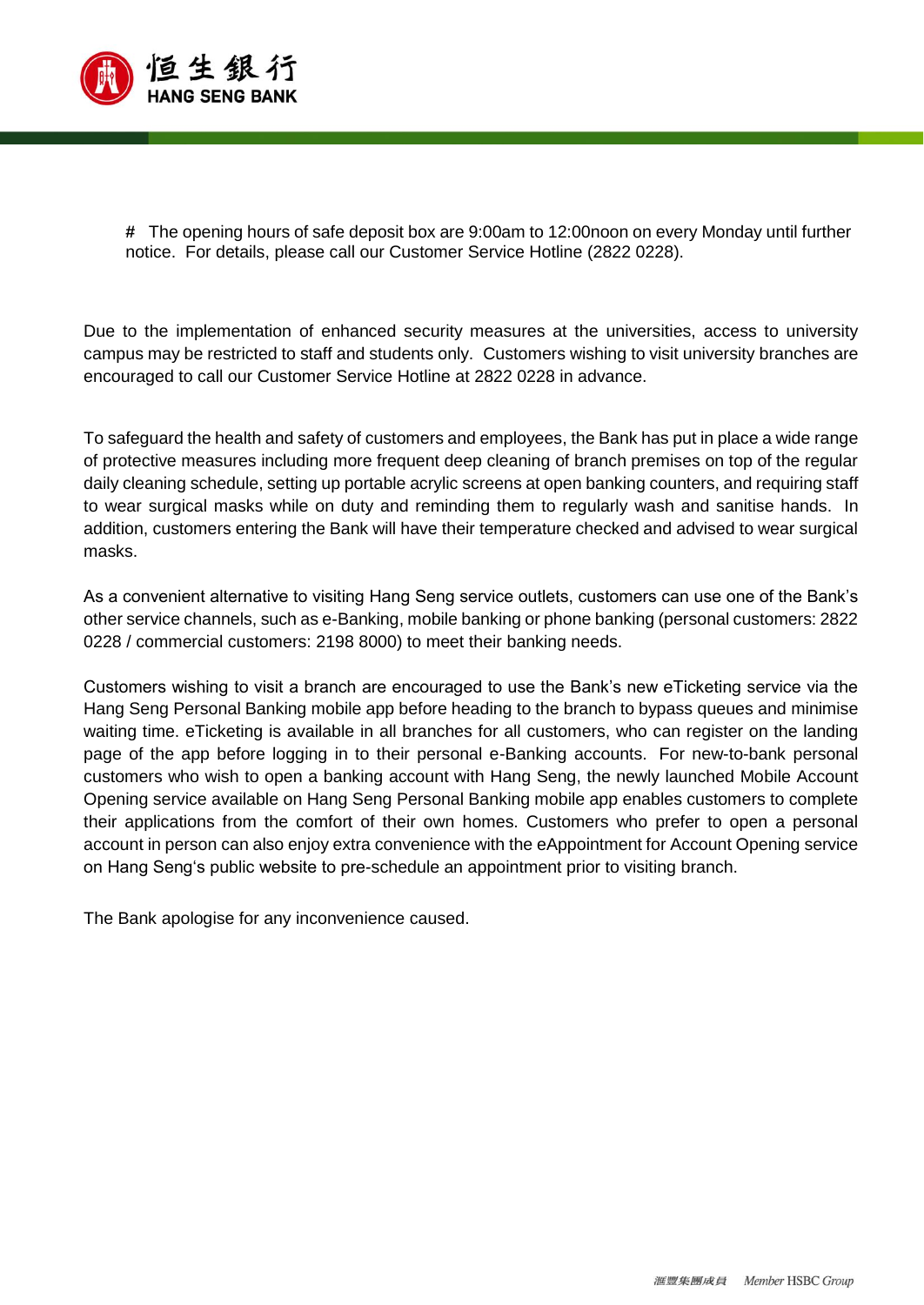# The opening hours of safe deposit box are 9:00am to 12:00noon on every Monday until further notice. For details, please call our Customer Service Hotline (2822 0228).

Due to the implementation of enhanced security measures at the universities, access to university campus may be restricted to staff and students only. Customers wishing to visit university branches are encouraged to call our Customer Service Hotline at 2822 0228 in advance.

To safeguard the health and safety of customers and employees, the Bank has put in place a wide range of protective measures including more frequent deep cleaning of branch premises on top of the regular daily cleaning schedule, setting up portable acrylic screens at open banking counters, and requiring staff to wear surgical masks while on duty and reminding them to regularly wash and sanitise hands. In addition, customers entering the Bank will have their temperature checked and advised to wear surgical masks.

As a convenient alternative to visiting Hang Seng service outlets, customers can use one of the Bank's other service channels, such as e-Banking, mobile banking or phone banking (personal customers: 2822 0228 / commercial customers: 2198 8000) to meet their banking needs.

Customers wishing to visit a branch are encouraged to use the Bank's new eTicketing service via the Hang Seng Personal Banking mobile app before heading to the branch to bypass queues and minimise waiting time. eTicketing is available in all branches for all customers, who can register on the landing page of the app before logging in to their personal e-Banking accounts. For new-to-bank personal customers who wish to open a banking account with Hang Seng, the newly launched Mobile Account Opening service available on Hang Seng Personal Banking mobile app enables customers to complete their applications from the comfort of their own homes. Customers who prefer to open a personal account in person can also enjoy extra convenience with the eAppointment for Account Opening service on Hang Seng's public website to pre-schedule an appointment prior to visiting branch.

The Bank apologise for any inconvenience caused.